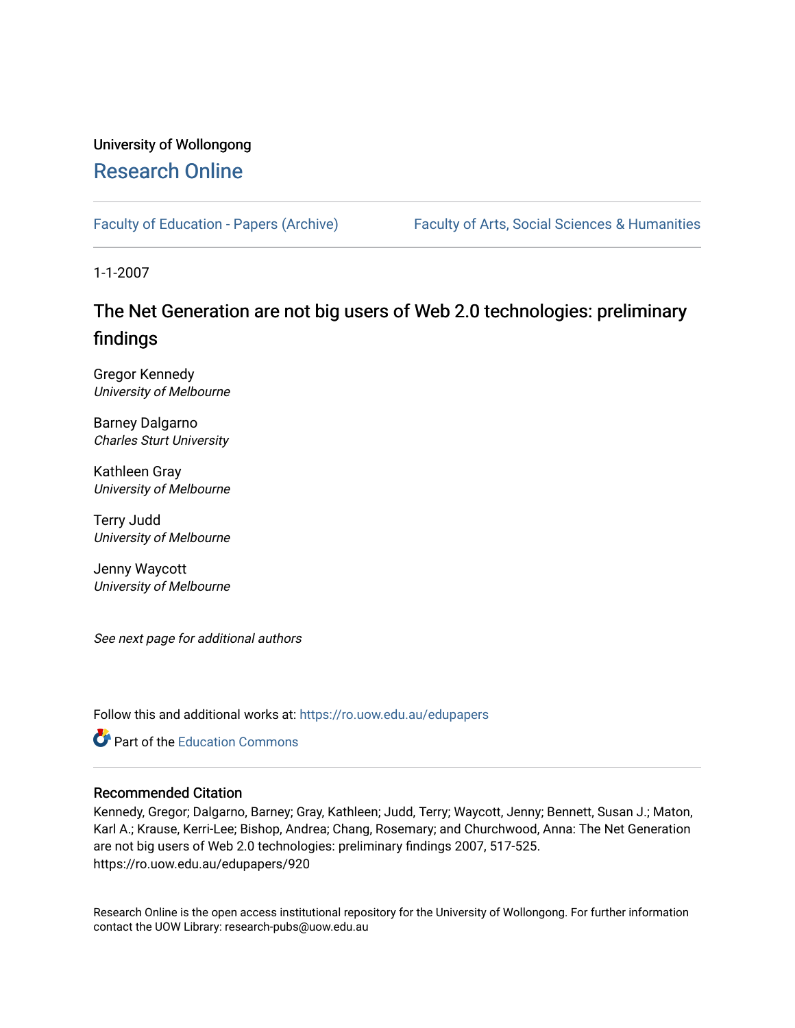University of Wollongong

# Research Online

Faculty of Education - Papers (Archive)

Faculty of Arts, Social Sciences & Humanities

1-1-2007

## The Net Generation are not big users of Web 2.0 technologies: preliminary findings

Gregor Kennedy
*University of Melbourne*

Barney Dalgarno
*Charles Sturt University*

Kathleen Gray
*University of Melbourne*

Terry Judd
*University of Melbourne*

Jenny Waycott
*University of Melbourne*

*See next page for additional authors*

Follow this and additional works at: https://ro.uow.edu.au/edupapers

Part of the Education Commons

### Recommended Citation

Kennedy, Gregor; Dalgarno, Barney; Gray, Kathleen; Judd, Terry; Waycott, Jenny; Bennett, Susan J.; Maton, Karl A.; Krause, Kerri-Lee; Bishop, Andrea; Chang, Rosemary; and Churchwood, Anna: The Net Generation are not big users of Web 2.0 technologies: preliminary findings 2007, 517-525.
https://ro.uow.edu.au/edupapers/920

Research Online is the open access institutional repository for the University of Wollongong. For further information contact the UOW Library: research-pubs@uow.edu.au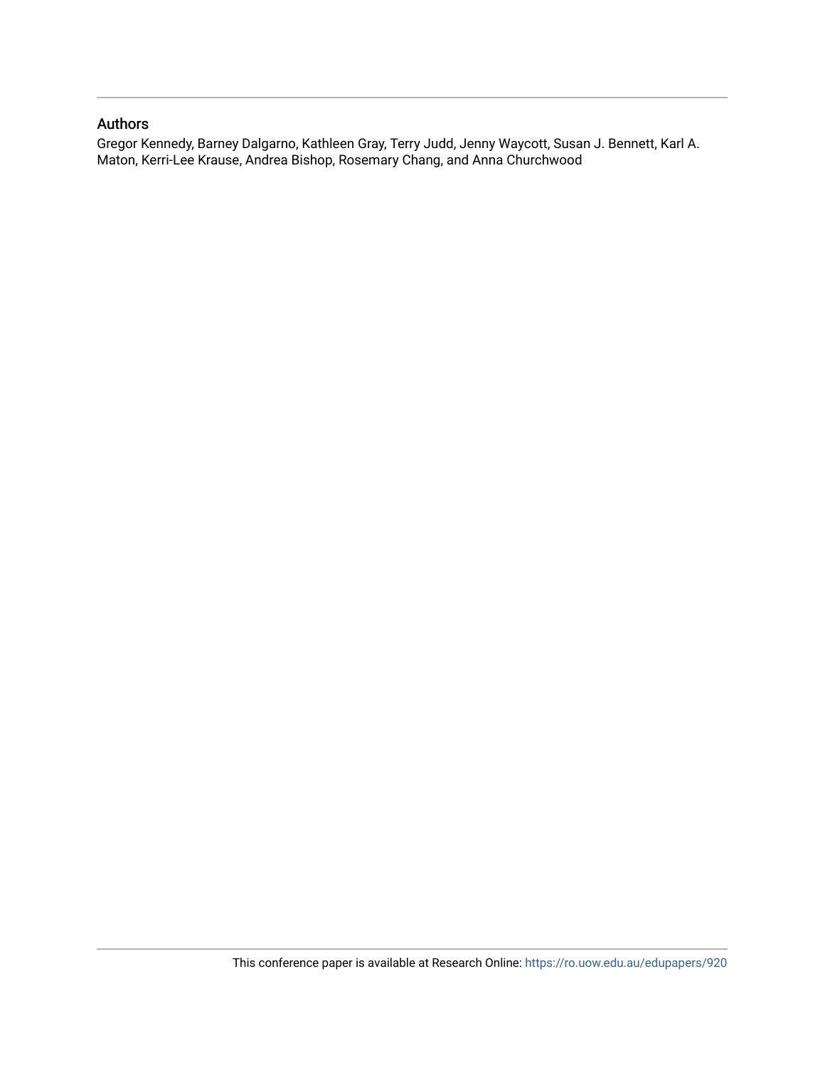## Authors

Gregor Kennedy, Barney Dalgarno, Kathleen Gray, Terry Judd, Jenny Waycott, Susan J. Bennett, Karl A. Maton, Kerri-Lee Krause, Andrea Bishop, Rosemary Chang, and Anna Churchwood

This conference paper is available at Research Online: https://ro.uow.edu.au/edupapers/920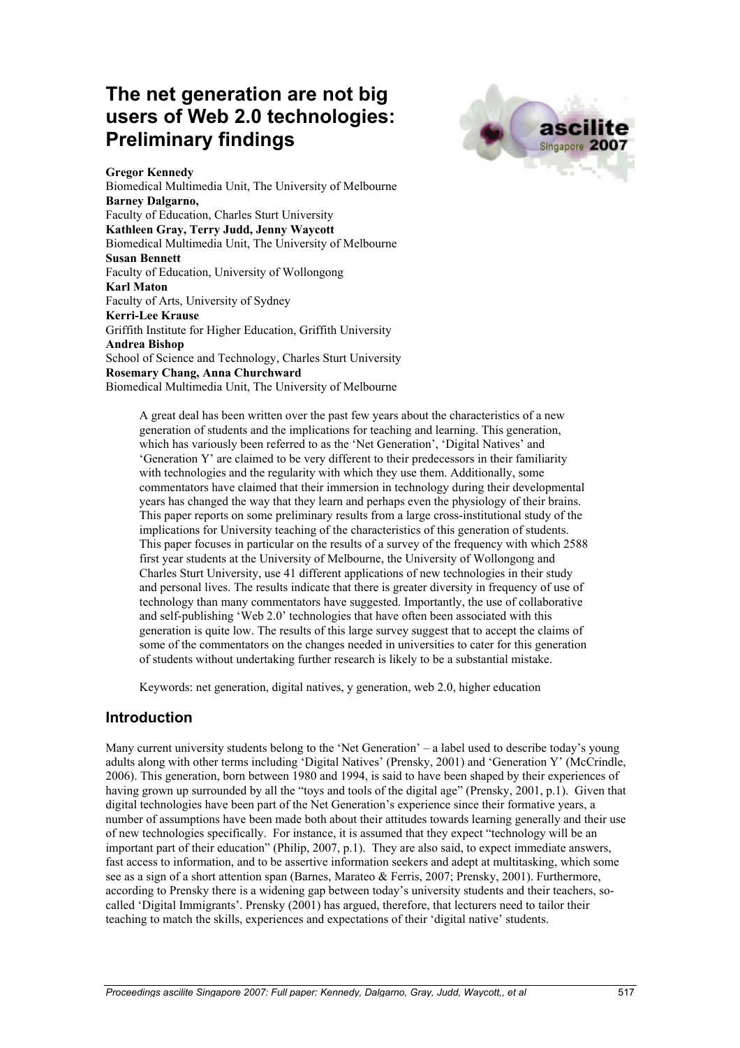# The net generation are not big users of Web 2.0 technologies: Preliminary findings

**Gregor Kennedy**
Biomedical Multimedia Unit, The University of Melbourne
**Barney Dalgarno,**
Faculty of Education, Charles Sturt University
**Kathleen Gray, Terry Judd, Jenny Waycott**
Biomedical Multimedia Unit, The University of Melbourne
**Susan Bennett**
Faculty of Education, University of Wollongong
**Karl Maton**
Faculty of Arts, University of Sydney
**Kerri-Lee Krause**
Griffith Institute for Higher Education, Griffith University
**Andrea Bishop**
School of Science and Technology, Charles Sturt University
**Rosemary Chang, Anna Churchward**
Biomedical Multimedia Unit, The University of Melbourne

> A great deal has been written over the past few years about the characteristics of a new generation of students and the implications for teaching and learning. This generation, which has variously been referred to as the 'Net Generation', 'Digital Natives' and 'Generation Y' are claimed to be very different to their predecessors in their familiarity with technologies and the regularity with which they use them. Additionally, some commentators have claimed that their immersion in technology during their developmental years has changed the way that they learn and perhaps even the physiology of their brains. This paper reports on some preliminary results from a large cross-institutional study of the implications for University teaching of the characteristics of this generation of students. This paper focuses in particular on the results of a survey of the frequency with which 2588 first year students at the University of Melbourne, the University of Wollongong and Charles Sturt University, use 41 different applications of new technologies in their study and personal lives. The results indicate that there is greater diversity in frequency of use of technology than many commentators have suggested. Importantly, the use of collaborative and self-publishing 'Web 2.0' technologies that have often been associated with this generation is quite low. The results of this large survey suggest that to accept the claims of some of the commentators on the changes needed in universities to cater for this generation of students without undertaking further research is likely to be a substantial mistake.
>
> Keywords: net generation, digital natives, y generation, web 2.0, higher education

## Introduction

Many current university students belong to the 'Net Generation' – a label used to describe today's young adults along with other terms including 'Digital Natives' (Prensky, 2001) and 'Generation Y' (McCrindle, 2006). This generation, born between 1980 and 1994, is said to have been shaped by their experiences of having grown up surrounded by all the "toys and tools of the digital age" (Prensky, 2001, p.1). Given that digital technologies have been part of the Net Generation's experience since their formative years, a number of assumptions have been made both about their attitudes towards learning generally and their use of new technologies specifically. For instance, it is assumed that they expect "technology will be an important part of their education" (Philip, 2007, p.1). They are also said, to expect immediate answers, fast access to information, and to be assertive information seekers and adept at multitasking, which some see as a sign of a short attention span (Barnes, Marateo & Ferris, 2007; Prensky, 2001). Furthermore, according to Prensky there is a widening gap between today's university students and their teachers, so-called 'Digital Immigrants'. Prensky (2001) has argued, therefore, that lecturers need to tailor their teaching to match the skills, experiences and expectations of their 'digital native' students.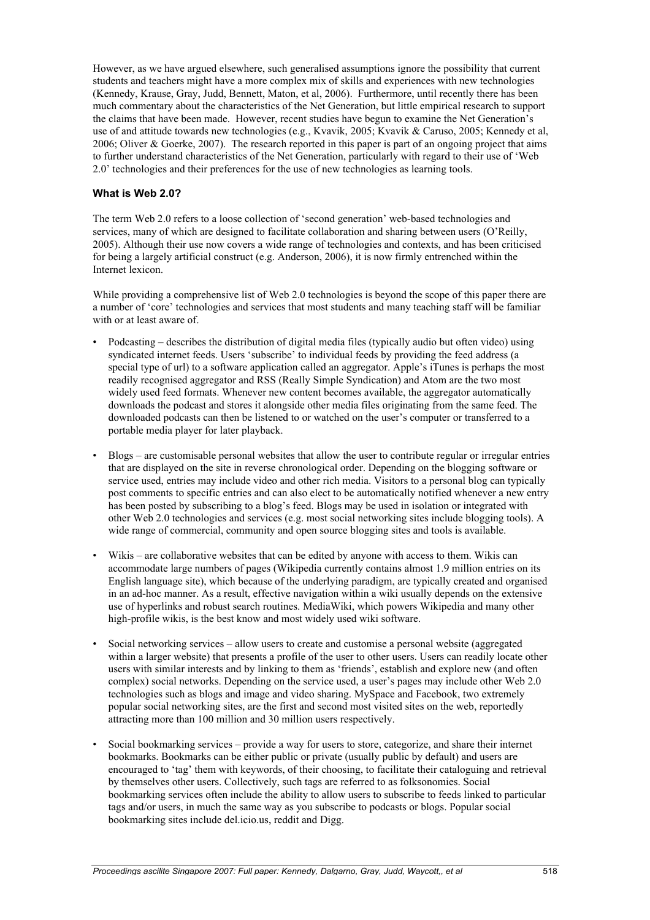However, as we have argued elsewhere, such generalised assumptions ignore the possibility that current students and teachers might have a more complex mix of skills and experiences with new technologies (Kennedy, Krause, Gray, Judd, Bennett, Maton, et al, 2006). Furthermore, until recently there has been much commentary about the characteristics of the Net Generation, but little empirical research to support the claims that have been made. However, recent studies have begun to examine the Net Generation's use of and attitude towards new technologies (e.g., Kvavik, 2005; Kvavik & Caruso, 2005; Kennedy et al, 2006; Oliver & Goerke, 2007). The research reported in this paper is part of an ongoing project that aims to further understand characteristics of the Net Generation, particularly with regard to their use of 'Web 2.0' technologies and their preferences for the use of new technologies as learning tools.

### What is Web 2.0?

The term Web 2.0 refers to a loose collection of 'second generation' web-based technologies and services, many of which are designed to facilitate collaboration and sharing between users (O'Reilly, 2005). Although their use now covers a wide range of technologies and contexts, and has been criticised for being a largely artificial construct (e.g. Anderson, 2006), it is now firmly entrenched within the Internet lexicon.

While providing a comprehensive list of Web 2.0 technologies is beyond the scope of this paper there are a number of 'core' technologies and services that most students and many teaching staff will be familiar with or at least aware of.

- Podcasting – describes the distribution of digital media files (typically audio but often video) using syndicated internet feeds. Users 'subscribe' to individual feeds by providing the feed address (a special type of url) to a software application called an aggregator. Apple's iTunes is perhaps the most readily recognised aggregator and RSS (Really Simple Syndication) and Atom are the two most widely used feed formats. Whenever new content becomes available, the aggregator automatically downloads the podcast and stores it alongside other media files originating from the same feed. The downloaded podcasts can then be listened to or watched on the user's computer or transferred to a portable media player for later playback.

- Blogs – are customisable personal websites that allow the user to contribute regular or irregular entries that are displayed on the site in reverse chronological order. Depending on the blogging software or service used, entries may include video and other rich media. Visitors to a personal blog can typically post comments to specific entries and can also elect to be automatically notified whenever a new entry has been posted by subscribing to a blog's feed. Blogs may be used in isolation or integrated with other Web 2.0 technologies and services (e.g. most social networking sites include blogging tools). A wide range of commercial, community and open source blogging sites and tools is available.

- Wikis – are collaborative websites that can be edited by anyone with access to them. Wikis can accommodate large numbers of pages (Wikipedia currently contains almost 1.9 million entries on its English language site), which because of the underlying paradigm, are typically created and organised in an ad-hoc manner. As a result, effective navigation within a wiki usually depends on the extensive use of hyperlinks and robust search routines. MediaWiki, which powers Wikipedia and many other high-profile wikis, is the best know and most widely used wiki software.

- Social networking services – allow users to create and customise a personal website (aggregated within a larger website) that presents a profile of the user to other users. Users can readily locate other users with similar interests and by linking to them as 'friends', establish and explore new (and often complex) social networks. Depending on the service used, a user's pages may include other Web 2.0 technologies such as blogs and image and video sharing. MySpace and Facebook, two extremely popular social networking sites, are the first and second most visited sites on the web, reportedly attracting more than 100 million and 30 million users respectively.

- Social bookmarking services – provide a way for users to store, categorize, and share their internet bookmarks. Bookmarks can be either public or private (usually public by default) and users are encouraged to 'tag' them with keywords, of their choosing, to facilitate their cataloguing and retrieval by themselves other users. Collectively, such tags are referred to as folksonomies. Social bookmarking services often include the ability to allow users to subscribe to feeds linked to particular tags and/or users, in much the same way as you subscribe to podcasts or blogs. Popular social bookmarking sites include del.icio.us, reddit and Digg.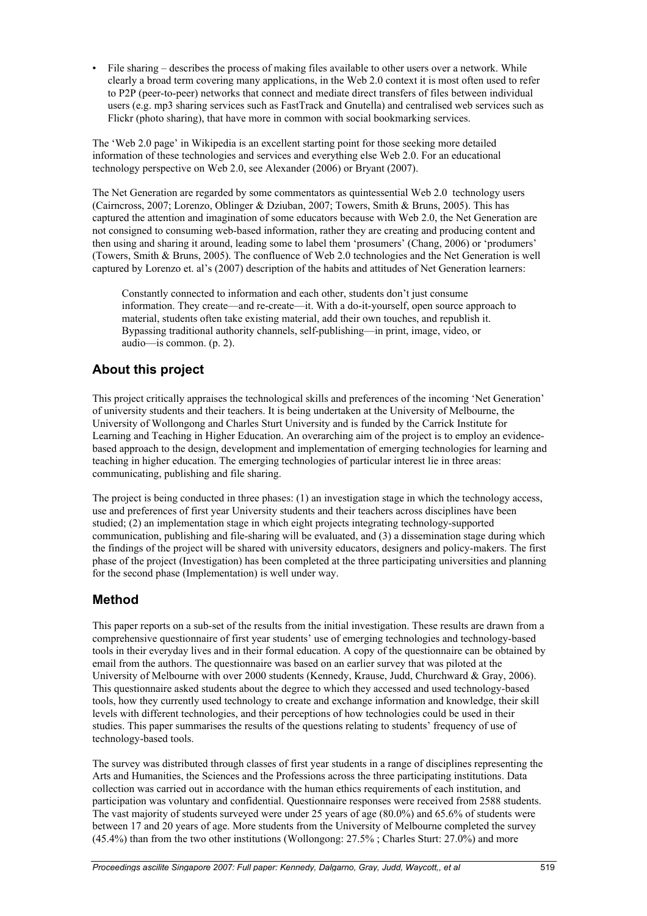- File sharing – describes the process of making files available to other users over a network. While clearly a broad term covering many applications, in the Web 2.0 context it is most often used to refer to P2P (peer-to-peer) networks that connect and mediate direct transfers of files between individual users (e.g. mp3 sharing services such as FastTrack and Gnutella) and centralised web services such as Flickr (photo sharing), that have more in common with social bookmarking services.

The 'Web 2.0 page' in Wikipedia is an excellent starting point for those seeking more detailed information of these technologies and services and everything else Web 2.0. For an educational technology perspective on Web 2.0, see Alexander (2006) or Bryant (2007).

The Net Generation are regarded by some commentators as quintessential Web 2.0 technology users (Cairncross, 2007; Lorenzo, Oblinger & Dziuban, 2007; Towers, Smith & Bruns, 2005). This has captured the attention and imagination of some educators because with Web 2.0, the Net Generation are not consigned to consuming web-based information, rather they are creating and producing content and then using and sharing it around, leading some to label them 'prosumers' (Chang, 2006) or 'produmers' (Towers, Smith & Bruns, 2005). The confluence of Web 2.0 technologies and the Net Generation is well captured by Lorenzo et. al's (2007) description of the habits and attitudes of Net Generation learners:

> Constantly connected to information and each other, students don't just consume information. They create—and re-create—it. With a do-it-yourself, open source approach to material, students often take existing material, add their own touches, and republish it. Bypassing traditional authority channels, self-publishing—in print, image, video, or audio—is common. (p. 2).

## About this project

This project critically appraises the technological skills and preferences of the incoming 'Net Generation' of university students and their teachers. It is being undertaken at the University of Melbourne, the University of Wollongong and Charles Sturt University and is funded by the Carrick Institute for Learning and Teaching in Higher Education. An overarching aim of the project is to employ an evidence-based approach to the design, development and implementation of emerging technologies for learning and teaching in higher education. The emerging technologies of particular interest lie in three areas: communicating, publishing and file sharing.

The project is being conducted in three phases: (1) an investigation stage in which the technology access, use and preferences of first year University students and their teachers across disciplines have been studied; (2) an implementation stage in which eight projects integrating technology-supported communication, publishing and file-sharing will be evaluated, and (3) a dissemination stage during which the findings of the project will be shared with university educators, designers and policy-makers. The first phase of the project (Investigation) has been completed at the three participating universities and planning for the second phase (Implementation) is well under way.

## Method

This paper reports on a sub-set of the results from the initial investigation. These results are drawn from a comprehensive questionnaire of first year students' use of emerging technologies and technology-based tools in their everyday lives and in their formal education. A copy of the questionnaire can be obtained by email from the authors. The questionnaire was based on an earlier survey that was piloted at the University of Melbourne with over 2000 students (Kennedy, Krause, Judd, Churchward & Gray, 2006). This questionnaire asked students about the degree to which they accessed and used technology-based tools, how they currently used technology to create and exchange information and knowledge, their skill levels with different technologies, and their perceptions of how technologies could be used in their studies. This paper summarises the results of the questions relating to students' frequency of use of technology-based tools.

The survey was distributed through classes of first year students in a range of disciplines representing the Arts and Humanities, the Sciences and the Professions across the three participating institutions. Data collection was carried out in accordance with the human ethics requirements of each institution, and participation was voluntary and confidential. Questionnaire responses were received from 2588 students. The vast majority of students surveyed were under 25 years of age (80.0%) and 65.6% of students were between 17 and 20 years of age. More students from the University of Melbourne completed the survey (45.4%) than from the two other institutions (Wollongong: 27.5% ; Charles Sturt: 27.0%) and more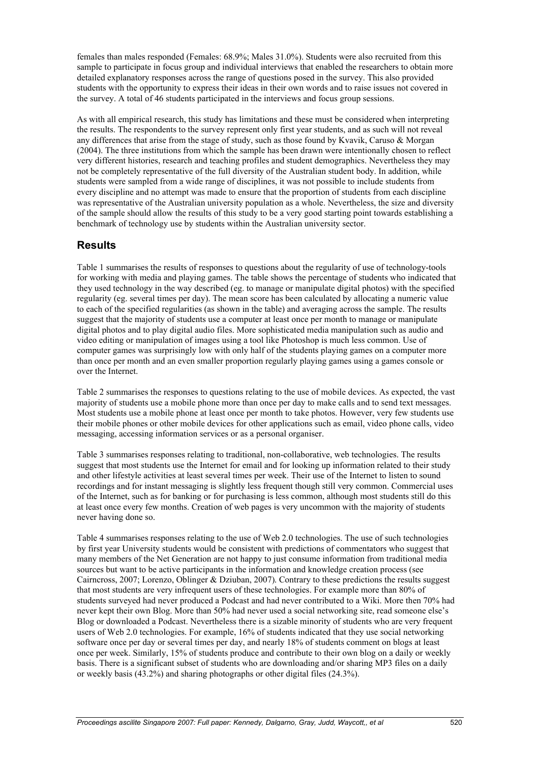females than males responded (Females: 68.9%; Males 31.0%). Students were also recruited from this sample to participate in focus group and individual interviews that enabled the researchers to obtain more detailed explanatory responses across the range of questions posed in the survey. This also provided students with the opportunity to express their ideas in their own words and to raise issues not covered in the survey. A total of 46 students participated in the interviews and focus group sessions.

As with all empirical research, this study has limitations and these must be considered when interpreting the results. The respondents to the survey represent only first year students, and as such will not reveal any differences that arise from the stage of study, such as those found by Kvavik, Caruso & Morgan (2004). The three institutions from which the sample has been drawn were intentionally chosen to reflect very different histories, research and teaching profiles and student demographics. Nevertheless they may not be completely representative of the full diversity of the Australian student body. In addition, while students were sampled from a wide range of disciplines, it was not possible to include students from every discipline and no attempt was made to ensure that the proportion of students from each discipline was representative of the Australian university population as a whole. Nevertheless, the size and diversity of the sample should allow the results of this study to be a very good starting point towards establishing a benchmark of technology use by students within the Australian university sector.

## Results

Table 1 summarises the results of responses to questions about the regularity of use of technology-tools for working with media and playing games. The table shows the percentage of students who indicated that they used technology in the way described (eg. to manage or manipulate digital photos) with the specified regularity (eg. several times per day). The mean score has been calculated by allocating a numeric value to each of the specified regularities (as shown in the table) and averaging across the sample. The results suggest that the majority of students use a computer at least once per month to manage or manipulate digital photos and to play digital audio files. More sophisticated media manipulation such as audio and video editing or manipulation of images using a tool like Photoshop is much less common. Use of computer games was surprisingly low with only half of the students playing games on a computer more than once per month and an even smaller proportion regularly playing games using a games console or over the Internet.

Table 2 summarises the responses to questions relating to the use of mobile devices. As expected, the vast majority of students use a mobile phone more than once per day to make calls and to send text messages. Most students use a mobile phone at least once per month to take photos. However, very few students use their mobile phones or other mobile devices for other applications such as email, video phone calls, video messaging, accessing information services or as a personal organiser.

Table 3 summarises responses relating to traditional, non-collaborative, web technologies. The results suggest that most students use the Internet for email and for looking up information related to their study and other lifestyle activities at least several times per week. Their use of the Internet to listen to sound recordings and for instant messaging is slightly less frequent though still very common. Commercial uses of the Internet, such as for banking or for purchasing is less common, although most students still do this at least once every few months. Creation of web pages is very uncommon with the majority of students never having done so.

Table 4 summarises responses relating to the use of Web 2.0 technologies. The use of such technologies by first year University students would be consistent with predictions of commentators who suggest that many members of the Net Generation are not happy to just consume information from traditional media sources but want to be active participants in the information and knowledge creation process (see Cairncross, 2007; Lorenzo, Oblinger & Dziuban, 2007). Contrary to these predictions the results suggest that most students are very infrequent users of these technologies. For example more than 80% of students surveyed had never produced a Podcast and had never contributed to a Wiki. More then 70% had never kept their own Blog. More than 50% had never used a social networking site, read someone else's Blog or downloaded a Podcast. Nevertheless there is a sizable minority of students who are very frequent users of Web 2.0 technologies. For example, 16% of students indicated that they use social networking software once per day or several times per day, and nearly 18% of students comment on blogs at least once per week. Similarly, 15% of students produce and contribute to their own blog on a daily or weekly basis. There is a significant subset of students who are downloading and/or sharing MP3 files on a daily or weekly basis (43.2%) and sharing photographs or other digital files (24.3%).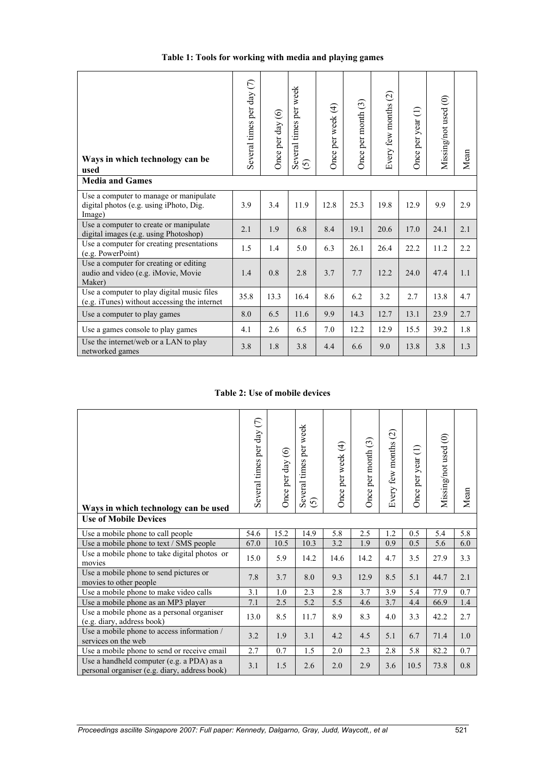**Table 1: Tools for working with media and playing games**

| Ways in which technology can be used | Several times per day (7) | Once per day (6) | Several times per week (5) | Once per week (4) | Once per month (3) | Every few months (2) | Once per year (1) | Missing/not used (0) | Mean |
|---|---|---|---|---|---|---|---|---|---|
| **Media and Games** | | | | | | | | | |
| Use a computer to manage or manipulate digital photos (e.g. using iPhoto, Dig. Image) | 3.9 | 3.4 | 11.9 | 12.8 | 25.3 | 19.8 | 12.9 | 9.9 | 2.9 |
| Use a computer to create or manipulate digital images (e.g. using Photoshop) | 2.1 | 1.9 | 6.8 | 8.4 | 19.1 | 20.6 | 17.0 | 24.1 | 2.1 |
| Use a computer for creating presentations (e.g. PowerPoint) | 1.5 | 1.4 | 5.0 | 6.3 | 26.1 | 26.4 | 22.2 | 11.2 | 2.2 |
| Use a computer for creating or editing audio and video (e.g. iMovie, Movie Maker) | 1.4 | 0.8 | 2.8 | 3.7 | 7.7 | 12.2 | 24.0 | 47.4 | 1.1 |
| Use a computer to play digital music files (e.g. iTunes) without accessing the internet | 35.8 | 13.3 | 16.4 | 8.6 | 6.2 | 3.2 | 2.7 | 13.8 | 4.7 |
| Use a computer to play games | 8.0 | 6.5 | 11.6 | 9.9 | 14.3 | 12.7 | 13.1 | 23.9 | 2.7 |
| Use a games console to play games | 4.1 | 2.6 | 6.5 | 7.0 | 12.2 | 12.9 | 15.5 | 39.2 | 1.8 |
| Use the internet/web or a LAN to play networked games | 3.8 | 1.8 | 3.8 | 4.4 | 6.6 | 9.0 | 13.8 | 3.8 | 1.3 |

**Table 2: Use of mobile devices**

| Ways in which technology can be used | Several times per day (7) | Once per day (6) | Several times per week (5) | Once per week (4) | Once per month (3) | Every few months (2) | Once per year (1) | Missing/not used (0) | Mean |
|---|---|---|---|---|---|---|---|---|---|
| **Use of Mobile Devices** | | | | | | | | | |
| Use a mobile phone to call people | 54.6 | 15.2 | 14.9 | 5.8 | 2.5 | 1.2 | 0.5 | 5.4 | 5.8 |
| Use a mobile phone to text / SMS people | 67.0 | 10.5 | 10.3 | 3.2 | 1.9 | 0.9 | 0.5 | 5.6 | 6.0 |
| Use a mobile phone to take digital photos or movies | 15.0 | 5.9 | 14.2 | 14.6 | 14.2 | 4.7 | 3.5 | 27.9 | 3.3 |
| Use a mobile phone to send pictures or movies to other people | 7.8 | 3.7 | 8.0 | 9.3 | 12.9 | 8.5 | 5.1 | 44.7 | 2.1 |
| Use a mobile phone to make video calls | 3.1 | 1.0 | 2.3 | 2.8 | 3.7 | 3.9 | 5.4 | 77.9 | 0.7 |
| Use a mobile phone as an MP3 player | 7.1 | 2.5 | 5.2 | 5.5 | 4.6 | 3.7 | 4.4 | 66.9 | 1.4 |
| Use a mobile phone as a personal organiser (e.g. diary, address book) | 13.0 | 8.5 | 11.7 | 8.9 | 8.3 | 4.0 | 3.3 | 42.2 | 2.7 |
| Use a mobile phone to access information / services on the web | 3.2 | 1.9 | 3.1 | 4.2 | 4.5 | 5.1 | 6.7 | 71.4 | 1.0 |
| Use a mobile phone to send or receive email | 2.7 | 0.7 | 1.5 | 2.0 | 2.3 | 2.8 | 5.8 | 82.2 | 0.7 |
| Use a handheld computer (e.g. a PDA) as a personal organiser (e.g. diary, address book) | 3.1 | 1.5 | 2.6 | 2.0 | 2.9 | 3.6 | 10.5 | 73.8 | 0.8 |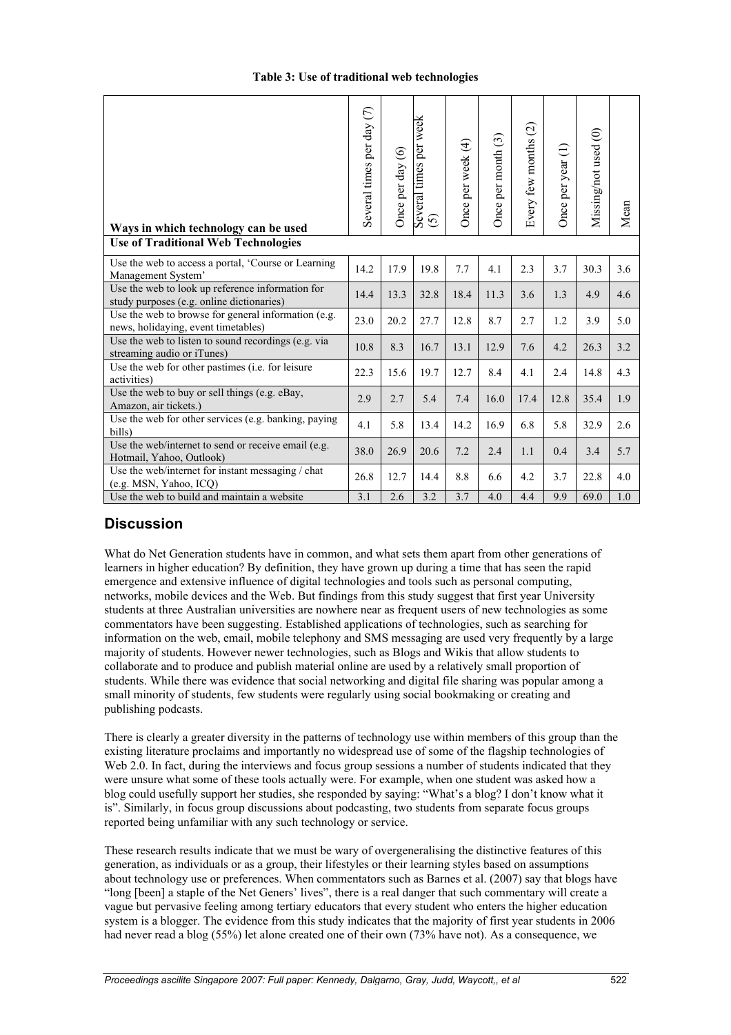**Table 3: Use of traditional web technologies**

| Ways in which technology can be used | Several times per day (7) | Once per day (6) | Several times per week (5) | Once per week (4) | Once per month (3) | Every few months (2) | Once per year (1) | Missing/not used (0) | Mean |
|---|---|---|---|---|---|---|---|---|---|
| **Use of Traditional Web Technologies** | | | | | | | | | |
| Use the web to access a portal, 'Course or Learning Management System' | 14.2 | 17.9 | 19.8 | 7.7 | 4.1 | 2.3 | 3.7 | 30.3 | 3.6 |
| Use the web to look up reference information for study purposes (e.g. online dictionaries) | 14.4 | 13.3 | 32.8 | 18.4 | 11.3 | 3.6 | 1.3 | 4.9 | 4.6 |
| Use the web to browse for general information (e.g. news, holidaying, event timetables) | 23.0 | 20.2 | 27.7 | 12.8 | 8.7 | 2.7 | 1.2 | 3.9 | 5.0 |
| Use the web to listen to sound recordings (e.g. via streaming audio or iTunes) | 10.8 | 8.3 | 16.7 | 13.1 | 12.9 | 7.6 | 4.2 | 26.3 | 3.2 |
| Use the web for other pastimes (i.e. for leisure activities) | 22.3 | 15.6 | 19.7 | 12.7 | 8.4 | 4.1 | 2.4 | 14.8 | 4.3 |
| Use the web to buy or sell things (e.g. eBay, Amazon, air tickets.) | 2.9 | 2.7 | 5.4 | 7.4 | 16.0 | 17.4 | 12.8 | 35.4 | 1.9 |
| Use the web for other services (e.g. banking, paying bills) | 4.1 | 5.8 | 13.4 | 14.2 | 16.9 | 6.8 | 5.8 | 32.9 | 2.6 |
| Use the web/internet to send or receive email (e.g. Hotmail, Yahoo, Outlook) | 38.0 | 26.9 | 20.6 | 7.2 | 2.4 | 1.1 | 0.4 | 3.4 | 5.7 |
| Use the web/internet for instant messaging / chat (e.g. MSN, Yahoo, ICQ) | 26.8 | 12.7 | 14.4 | 8.8 | 6.6 | 4.2 | 3.7 | 22.8 | 4.0 |
| Use the web to build and maintain a website | 3.1 | 2.6 | 3.2 | 3.7 | 4.0 | 4.4 | 9.9 | 69.0 | 1.0 |

## Discussion

What do Net Generation students have in common, and what sets them apart from other generations of learners in higher education? By definition, they have grown up during a time that has seen the rapid emergence and extensive influence of digital technologies and tools such as personal computing, networks, mobile devices and the Web. But findings from this study suggest that first year University students at three Australian universities are nowhere near as frequent users of new technologies as some commentators have been suggesting. Established applications of technologies, such as searching for information on the web, email, mobile telephony and SMS messaging are used very frequently by a large majority of students. However newer technologies, such as Blogs and Wikis that allow students to collaborate and to produce and publish material online are used by a relatively small proportion of students. While there was evidence that social networking and digital file sharing was popular among a small minority of students, few students were regularly using social bookmaking or creating and publishing podcasts.

There is clearly a greater diversity in the patterns of technology use within members of this group than the existing literature proclaims and importantly no widespread use of some of the flagship technologies of Web 2.0. In fact, during the interviews and focus group sessions a number of students indicated that they were unsure what some of these tools actually were. For example, when one student was asked how a blog could usefully support her studies, she responded by saying: "What's a blog? I don't know what it is". Similarly, in focus group discussions about podcasting, two students from separate focus groups reported being unfamiliar with any such technology or service.

These research results indicate that we must be wary of overgeneralising the distinctive features of this generation, as individuals or as a group, their lifestyles or their learning styles based on assumptions about technology use or preferences. When commentators such as Barnes et al. (2007) say that blogs have "long [been] a staple of the Net Geners' lives", there is a real danger that such commentary will create a vague but pervasive feeling among tertiary educators that every student who enters the higher education system is a blogger. The evidence from this study indicates that the majority of first year students in 2006 had never read a blog (55%) let alone created one of their own (73% have not). As a consequence, we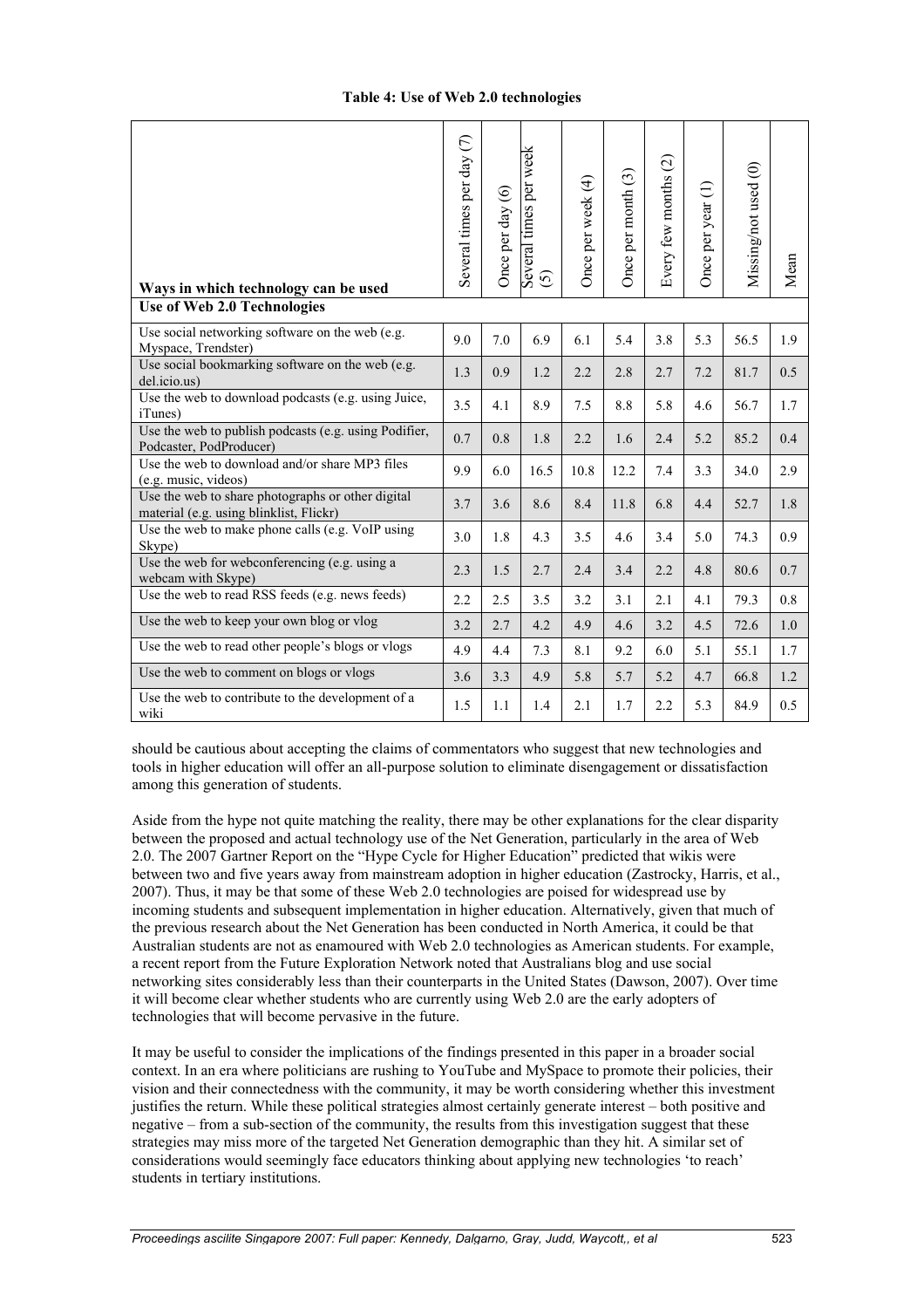**Table 4: Use of Web 2.0 technologies**

| Ways in which technology can be used | Several times per day (7) | Once per day (6) | Several times per week (5) | Once per week (4) | Once per month (3) | Every few months (2) | Once per year (1) | Missing/not used (0) | Mean |
|---|---|---|---|---|---|---|---|---|---|
| **Use of Web 2.0 Technologies** | | | | | | | | | |
| Use social networking software on the web (e.g. Myspace, Trendster) | 9.0 | 7.0 | 6.9 | 6.1 | 5.4 | 3.8 | 5.3 | 56.5 | 1.9 |
| Use social bookmarking software on the web (e.g. del.icio.us) | 1.3 | 0.9 | 1.2 | 2.2 | 2.8 | 2.7 | 7.2 | 81.7 | 0.5 |
| Use the web to download podcasts (e.g. using Juice, iTunes) | 3.5 | 4.1 | 8.9 | 7.5 | 8.8 | 5.8 | 4.6 | 56.7 | 1.7 |
| Use the web to publish podcasts (e.g. using Podifier, Podcaster, PodProducer) | 0.7 | 0.8 | 1.8 | 2.2 | 1.6 | 2.4 | 5.2 | 85.2 | 0.4 |
| Use the web to download and/or share MP3 files (e.g. music, videos) | 9.9 | 6.0 | 16.5 | 10.8 | 12.2 | 7.4 | 3.3 | 34.0 | 2.9 |
| Use the web to share photographs or other digital material (e.g. using blinklist, Flickr) | 3.7 | 3.6 | 8.6 | 8.4 | 11.8 | 6.8 | 4.4 | 52.7 | 1.8 |
| Use the web to make phone calls (e.g. VoIP using Skype) | 3.0 | 1.8 | 4.3 | 3.5 | 4.6 | 3.4 | 5.0 | 74.3 | 0.9 |
| Use the web for webconferencing (e.g. using a webcam with Skype) | 2.3 | 1.5 | 2.7 | 2.4 | 3.4 | 2.2 | 4.8 | 80.6 | 0.7 |
| Use the web to read RSS feeds (e.g. news feeds) | 2.2 | 2.5 | 3.5 | 3.2 | 3.1 | 2.1 | 4.1 | 79.3 | 0.8 |
| Use the web to keep your own blog or vlog | 3.2 | 2.7 | 4.2 | 4.9 | 4.6 | 3.2 | 4.5 | 72.6 | 1.0 |
| Use the web to read other people's blogs or vlogs | 4.9 | 4.4 | 7.3 | 8.1 | 9.2 | 6.0 | 5.1 | 55.1 | 1.7 |
| Use the web to comment on blogs or vlogs | 3.6 | 3.3 | 4.9 | 5.8 | 5.7 | 5.2 | 4.7 | 66.8 | 1.2 |
| Use the web to contribute to the development of a wiki | 1.5 | 1.1 | 1.4 | 2.1 | 1.7 | 2.2 | 5.3 | 84.9 | 0.5 |

should be cautious about accepting the claims of commentators who suggest that new technologies and tools in higher education will offer an all-purpose solution to eliminate disengagement or dissatisfaction among this generation of students.

Aside from the hype not quite matching the reality, there may be other explanations for the clear disparity between the proposed and actual technology use of the Net Generation, particularly in the area of Web 2.0. The 2007 Gartner Report on the "Hype Cycle for Higher Education" predicted that wikis were between two and five years away from mainstream adoption in higher education (Zastrocky, Harris, et al., 2007). Thus, it may be that some of these Web 2.0 technologies are poised for widespread use by incoming students and subsequent implementation in higher education. Alternatively, given that much of the previous research about the Net Generation has been conducted in North America, it could be that Australian students are not as enamoured with Web 2.0 technologies as American students. For example, a recent report from the Future Exploration Network noted that Australians blog and use social networking sites considerably less than their counterparts in the United States (Dawson, 2007). Over time it will become clear whether students who are currently using Web 2.0 are the early adopters of technologies that will become pervasive in the future.

It may be useful to consider the implications of the findings presented in this paper in a broader social context. In an era where politicians are rushing to YouTube and MySpace to promote their policies, their vision and their connectedness with the community, it may be worth considering whether this investment justifies the return. While these political strategies almost certainly generate interest – both positive and negative – from a sub-section of the community, the results from this investigation suggest that these strategies may miss more of the targeted Net Generation demographic than they hit. A similar set of considerations would seemingly face educators thinking about applying new technologies 'to reach' students in tertiary institutions.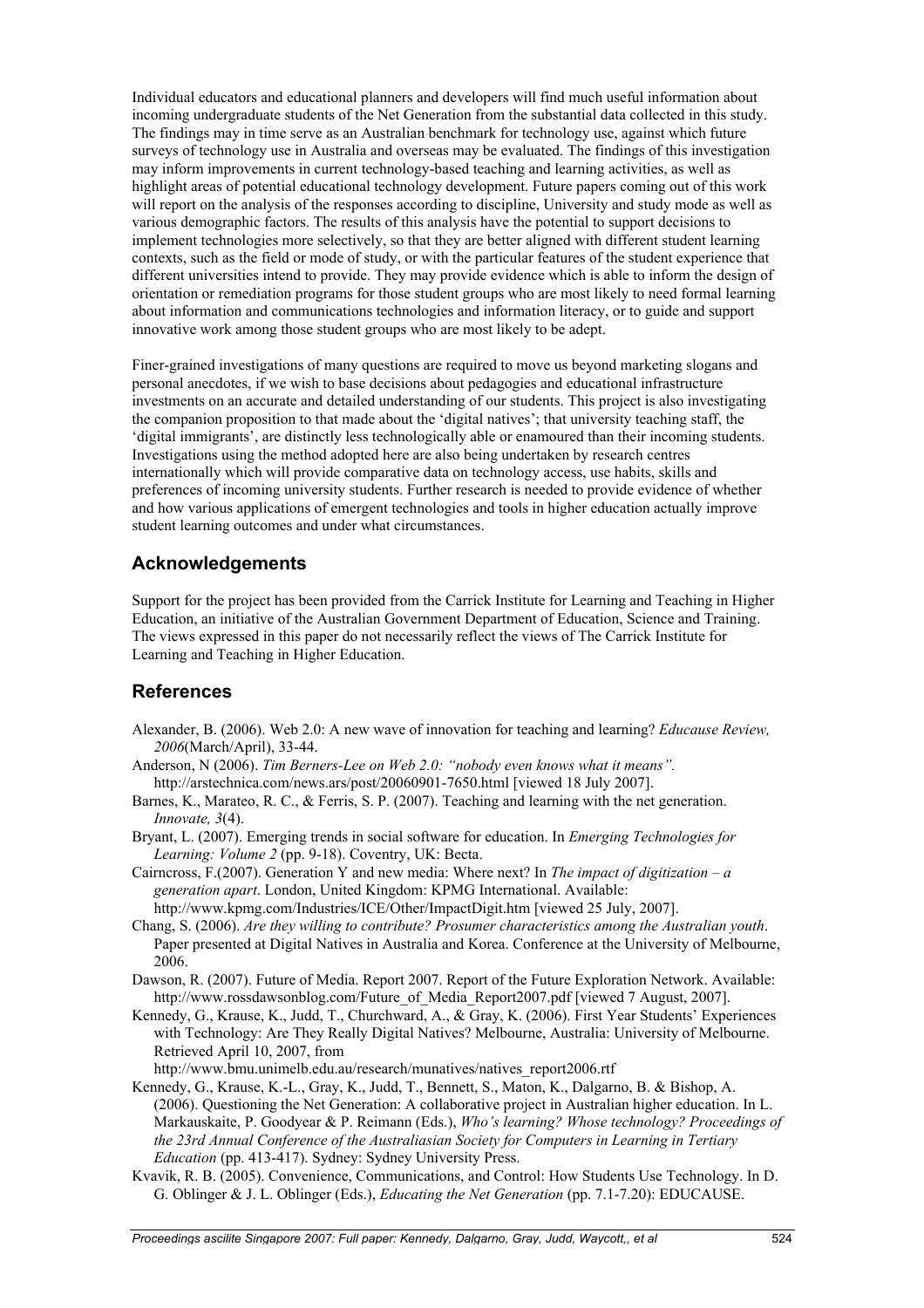Individual educators and educational planners and developers will find much useful information about incoming undergraduate students of the Net Generation from the substantial data collected in this study. The findings may in time serve as an Australian benchmark for technology use, against which future surveys of technology use in Australia and overseas may be evaluated. The findings of this investigation may inform improvements in current technology-based teaching and learning activities, as well as highlight areas of potential educational technology development. Future papers coming out of this work will report on the analysis of the responses according to discipline, University and study mode as well as various demographic factors. The results of this analysis have the potential to support decisions to implement technologies more selectively, so that they are better aligned with different student learning contexts, such as the field or mode of study, or with the particular features of the student experience that different universities intend to provide. They may provide evidence which is able to inform the design of orientation or remediation programs for those student groups who are most likely to need formal learning about information and communications technologies and information literacy, or to guide and support innovative work among those student groups who are most likely to be adept.

Finer-grained investigations of many questions are required to move us beyond marketing slogans and personal anecdotes, if we wish to base decisions about pedagogies and educational infrastructure investments on an accurate and detailed understanding of our students. This project is also investigating the companion proposition to that made about the 'digital natives'; that university teaching staff, the 'digital immigrants', are distinctly less technologically able or enamoured than their incoming students. Investigations using the method adopted here are also being undertaken by research centres internationally which will provide comparative data on technology access, use habits, skills and preferences of incoming university students. Further research is needed to provide evidence of whether and how various applications of emergent technologies and tools in higher education actually improve student learning outcomes and under what circumstances.

## Acknowledgements

Support for the project has been provided from the Carrick Institute for Learning and Teaching in Higher Education, an initiative of the Australian Government Department of Education, Science and Training. The views expressed in this paper do not necessarily reflect the views of The Carrick Institute for Learning and Teaching in Higher Education.

## References

Alexander, B. (2006). Web 2.0: A new wave of innovation for teaching and learning? *Educause Review, 2006*(March/April), 33-44.

Anderson, N (2006). *Tim Berners-Lee on Web 2.0: "nobody even knows what it means".* http://arstechnica.com/news.ars/post/20060901-7650.html [viewed 18 July 2007].

Barnes, K., Marateo, R. C., & Ferris, S. P. (2007). Teaching and learning with the net generation. *Innovate, 3*(4).

Bryant, L. (2007). Emerging trends in social software for education. In *Emerging Technologies for Learning: Volume 2* (pp. 9-18). Coventry, UK: Becta.

Cairncross, F.(2007). Generation Y and new media: Where next? In *The impact of digitization – a generation apart*. London, United Kingdom: KPMG International. Available: http://www.kpmg.com/Industries/ICE/Other/ImpactDigit.htm [viewed 25 July, 2007].

Chang, S. (2006). *Are they willing to contribute? Prosumer characteristics among the Australian youth*. Paper presented at Digital Natives in Australia and Korea. Conference at the University of Melbourne, 2006.

Dawson, R. (2007). Future of Media. Report 2007. Report of the Future Exploration Network. Available: http://www.rossdawsonblog.com/Future_of_Media_Report2007.pdf [viewed 7 August, 2007].

Kennedy, G., Krause, K., Judd, T., Churchward, A., & Gray, K. (2006). First Year Students' Experiences with Technology: Are They Really Digital Natives? Melbourne, Australia: University of Melbourne. Retrieved April 10, 2007, from http://www.bmu.unimelb.edu.au/research/munatives/natives_report2006.rtf

Kennedy, G., Krause, K.-L., Gray, K., Judd, T., Bennett, S., Maton, K., Dalgarno, B. & Bishop, A. (2006). Questioning the Net Generation: A collaborative project in Australian higher education. In L. Markauskaite, P. Goodyear & P. Reimann (Eds.), *Who's learning? Whose technology? Proceedings of the 23rd Annual Conference of the Australiasian Society for Computers in Learning in Tertiary Education* (pp. 413-417). Sydney: Sydney University Press.

Kvavik, R. B. (2005). Convenience, Communications, and Control: How Students Use Technology. In D. G. Oblinger & J. L. Oblinger (Eds.), *Educating the Net Generation* (pp. 7.1-7.20): EDUCAUSE.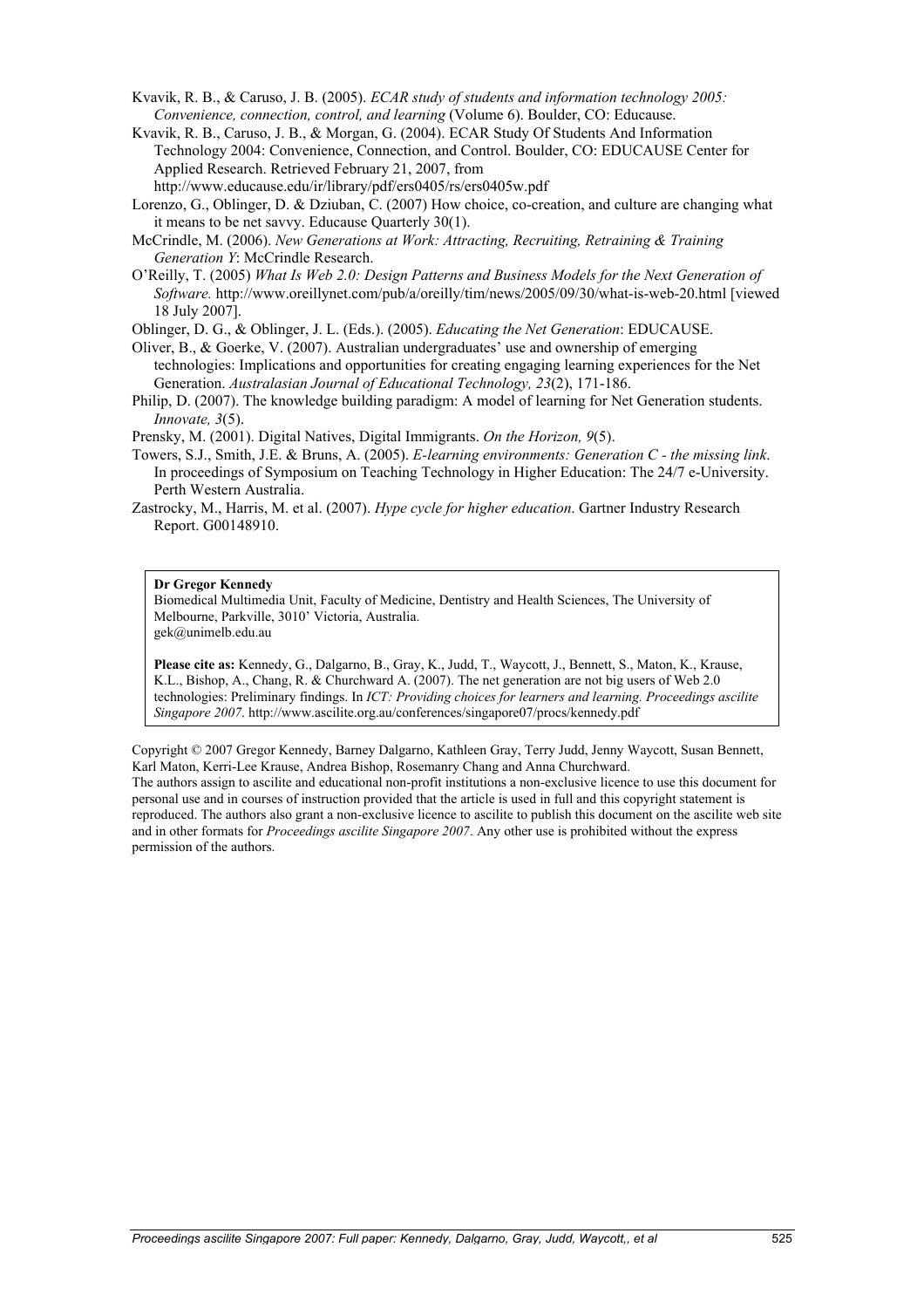Kvavik, R. B., & Caruso, J. B. (2005). *ECAR study of students and information technology 2005: Convenience, connection, control, and learning* (Volume 6). Boulder, CO: Educause.

Kvavik, R. B., Caruso, J. B., & Morgan, G. (2004). ECAR Study Of Students And Information Technology 2004: Convenience, Connection, and Control. Boulder, CO: EDUCAUSE Center for Applied Research. Retrieved February 21, 2007, from http://www.educause.edu/ir/library/pdf/ers0405/rs/ers0405w.pdf

Lorenzo, G., Oblinger, D. & Dziuban, C. (2007) How choice, co-creation, and culture are changing what it means to be net savvy. Educause Quarterly 30(1).

McCrindle, M. (2006). *New Generations at Work: Attracting, Recruiting, Retraining & Training Generation Y*: McCrindle Research.

O'Reilly, T. (2005) *What Is Web 2.0: Design Patterns and Business Models for the Next Generation of Software.* http://www.oreillynet.com/pub/a/oreilly/tim/news/2005/09/30/what-is-web-20.html [viewed 18 July 2007].

Oblinger, D. G., & Oblinger, J. L. (Eds.). (2005). *Educating the Net Generation*: EDUCAUSE.

Oliver, B., & Goerke, V. (2007). Australian undergraduates' use and ownership of emerging technologies: Implications and opportunities for creating engaging learning experiences for the Net Generation. *Australasian Journal of Educational Technology, 23*(2), 171-186.

Philip, D. (2007). The knowledge building paradigm: A model of learning for Net Generation students. *Innovate, 3*(5).

Prensky, M. (2001). Digital Natives, Digital Immigrants. *On the Horizon, 9*(5).

Towers, S.J., Smith, J.E. & Bruns, A. (2005). *E-learning environments: Generation C - the missing link*. In proceedings of Symposium on Teaching Technology in Higher Education: The 24/7 e-University. Perth Western Australia.

Zastrocky, M., Harris, M. et al. (2007). *Hype cycle for higher education*. Gartner Industry Research Report. G00148910.

**Dr Gregor Kennedy**
Biomedical Multimedia Unit, Faculty of Medicine, Dentistry and Health Sciences, The University of Melbourne, Parkville, 3010' Victoria, Australia.
gek@unimelb.edu.au

**Please cite as:** Kennedy, G., Dalgarno, B., Gray, K., Judd, T., Waycott, J., Bennett, S., Maton, K., Krause, K.L., Bishop, A., Chang, R. & Churchward A. (2007). The net generation are not big users of Web 2.0 technologies: Preliminary findings. In *ICT: Providing choices for learners and learning. Proceedings ascilite Singapore 2007*. http://www.ascilite.org.au/conferences/singapore07/procs/kennedy.pdf

Copyright © 2007 Gregor Kennedy, Barney Dalgarno, Kathleen Gray, Terry Judd, Jenny Waycott, Susan Bennett, Karl Maton, Kerri-Lee Krause, Andrea Bishop, Rosemanry Chang and Anna Churchward.
The authors assign to ascilite and educational non-profit institutions a non-exclusive licence to use this document for personal use and in courses of instruction provided that the article is used in full and this copyright statement is reproduced. The authors also grant a non-exclusive licence to ascilite to publish this document on the ascilite web site and in other formats for *Proceedings ascilite Singapore 2007*. Any other use is prohibited without the express permission of the authors.